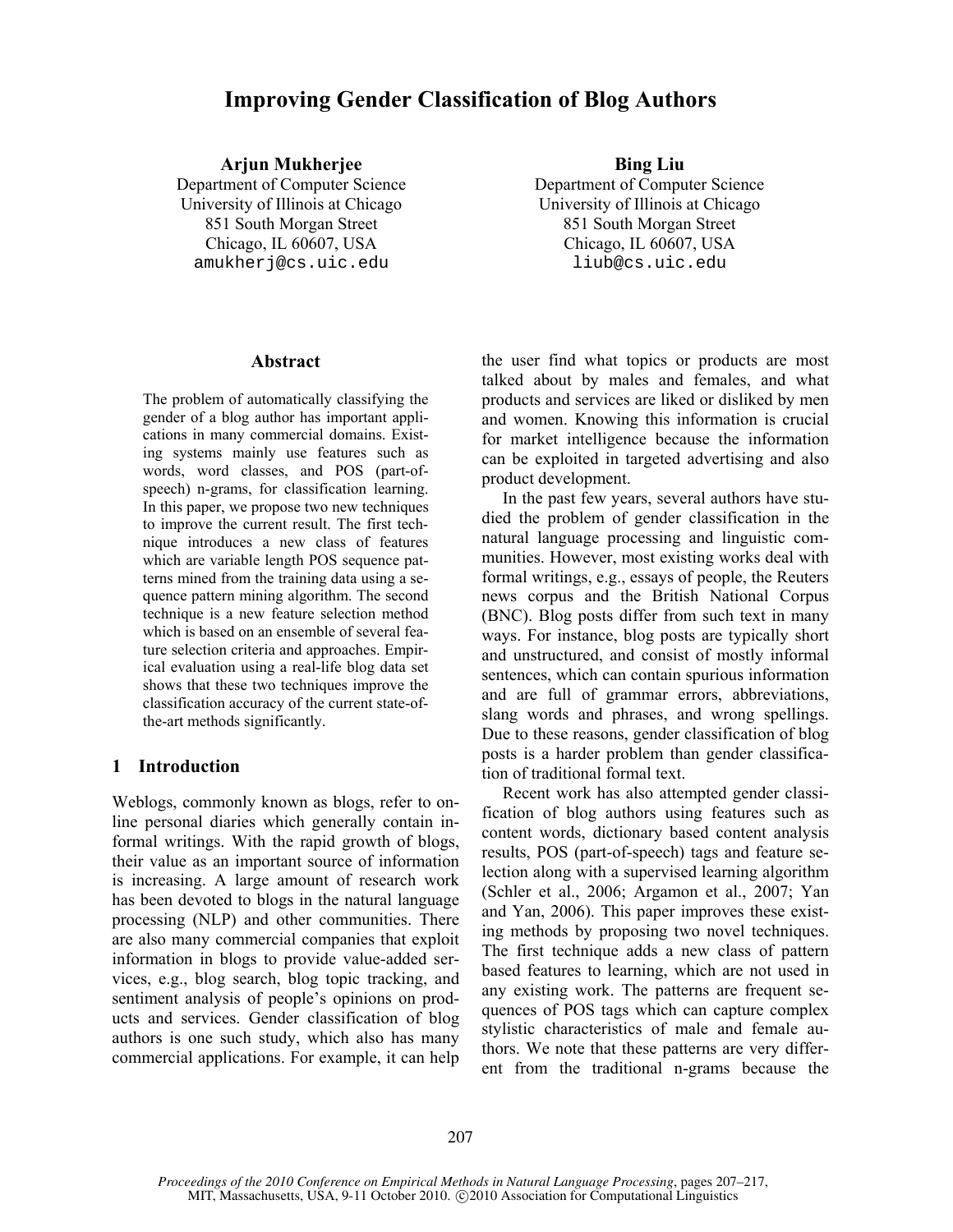# Improving Gender Classification of Blog Authors

**Arjun Mukherjee**
Department of Computer Science
University of Illinois at Chicago
851 South Morgan Street
Chicago, IL 60607, USA
amukherj@cs.uic.edu

**Bing Liu**
Department of Computer Science
University of Illinois at Chicago
851 South Morgan Street
Chicago, IL 60607, USA
liub@cs.uic.edu

## Abstract

The problem of automatically classifying the gender of a blog author has important applications in many commercial domains. Existing systems mainly use features such as words, word classes, and POS (part-of-speech) n-grams, for classification learning. In this paper, we propose two new techniques to improve the current result. The first technique introduces a new class of features which are variable length POS sequence patterns mined from the training data using a sequence pattern mining algorithm. The second technique is a new feature selection method which is based on an ensemble of several feature selection criteria and approaches. Empirical evaluation using a real-life blog data set shows that these two techniques improve the classification accuracy of the current state-of-the-art methods significantly.

## 1 Introduction

Weblogs, commonly known as blogs, refer to online personal diaries which generally contain informal writings. With the rapid growth of blogs, their value as an important source of information is increasing. A large amount of research work has been devoted to blogs in the natural language processing (NLP) and other communities. There are also many commercial companies that exploit information in blogs to provide value-added services, e.g., blog search, blog topic tracking, and sentiment analysis of people's opinions on products and services. Gender classification of blog authors is one such study, which also has many commercial applications. For example, it can help the user find what topics or products are most talked about by males and females, and what products and services are liked or disliked by men and women. Knowing this information is crucial for market intelligence because the information can be exploited in targeted advertising and also product development.

In the past few years, several authors have studied the problem of gender classification in the natural language processing and linguistic communities. However, most existing works deal with formal writings, e.g., essays of people, the Reuters news corpus and the British National Corpus (BNC). Blog posts differ from such text in many ways. For instance, blog posts are typically short and unstructured, and consist of mostly informal sentences, which can contain spurious information and are full of grammar errors, abbreviations, slang words and phrases, and wrong spellings. Due to these reasons, gender classification of blog posts is a harder problem than gender classification of traditional formal text.

Recent work has also attempted gender classification of blog authors using features such as content words, dictionary based content analysis results, POS (part-of-speech) tags and feature selection along with a supervised learning algorithm (Schler et al., 2006; Argamon et al., 2007; Yan and Yan, 2006). This paper improves these existing methods by proposing two novel techniques. The first technique adds a new class of pattern based features to learning, which are not used in any existing work. The patterns are frequent sequences of POS tags which can capture complex stylistic characteristics of male and female authors. We note that these patterns are very different from the traditional n-grams because the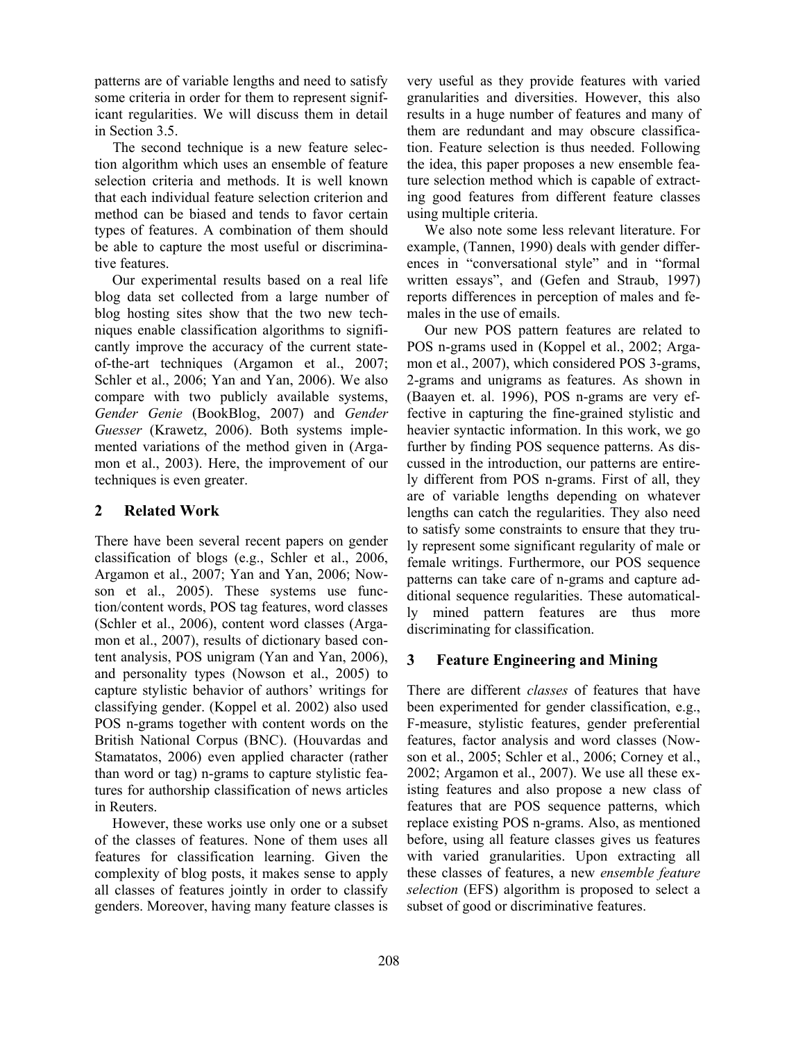patterns are of variable lengths and need to satisfy some criteria in order for them to represent significant regularities. We will discuss them in detail in Section 3.5.

The second technique is a new feature selection algorithm which uses an ensemble of feature selection criteria and methods. It is well known that each individual feature selection criterion and method can be biased and tends to favor certain types of features. A combination of them should be able to capture the most useful or discriminative features.

Our experimental results based on a real life blog data set collected from a large number of blog hosting sites show that the two new techniques enable classification algorithms to significantly improve the accuracy of the current state-of-the-art techniques (Argamon et al., 2007; Schler et al., 2006; Yan and Yan, 2006). We also compare with two publicly available systems, *Gender Genie* (BookBlog, 2007) and *Gender Guesser* (Krawetz, 2006). Both systems implemented variations of the method given in (Argamon et al., 2003). Here, the improvement of our techniques is even greater.

## 2 Related Work

There have been several recent papers on gender classification of blogs (e.g., Schler et al., 2006, Argamon et al., 2007; Yan and Yan, 2006; Nowson et al., 2005). These systems use function/content words, POS tag features, word classes (Schler et al., 2006), content word classes (Argamon et al., 2007), results of dictionary based content analysis, POS unigram (Yan and Yan, 2006), and personality types (Nowson et al., 2005) to capture stylistic behavior of authors' writings for classifying gender. (Koppel et al. 2002) also used POS n-grams together with content words on the British National Corpus (BNC). (Houvardas and Stamatatos, 2006) even applied character (rather than word or tag) n-grams to capture stylistic features for authorship classification of news articles in Reuters.

However, these works use only one or a subset of the classes of features. None of them uses all features for classification learning. Given the complexity of blog posts, it makes sense to apply all classes of features jointly in order to classify genders. Moreover, having many feature classes is very useful as they provide features with varied granularities and diversities. However, this also results in a huge number of features and many of them are redundant and may obscure classification. Feature selection is thus needed. Following the idea, this paper proposes a new ensemble feature selection method which is capable of extracting good features from different feature classes using multiple criteria.

We also note some less relevant literature. For example, (Tannen, 1990) deals with gender differences in "conversational style" and in "formal written essays", and (Gefen and Straub, 1997) reports differences in perception of males and females in the use of emails.

Our new POS pattern features are related to POS n-grams used in (Koppel et al., 2002; Argamon et al., 2007), which considered POS 3-grams, 2-grams and unigrams as features. As shown in (Baayen et. al. 1996), POS n-grams are very effective in capturing the fine-grained stylistic and heavier syntactic information. In this work, we go further by finding POS sequence patterns. As discussed in the introduction, our patterns are entirely different from POS n-grams. First of all, they are of variable lengths depending on whatever lengths can catch the regularities. They also need to satisfy some constraints to ensure that they truly represent some significant regularity of male or female writings. Furthermore, our POS sequence patterns can take care of n-grams and capture additional sequence regularities. These automatically mined pattern features are thus more discriminating for classification.

## 3 Feature Engineering and Mining

There are different *classes* of features that have been experimented for gender classification, e.g., F-measure, stylistic features, gender preferential features, factor analysis and word classes (Nowson et al., 2005; Schler et al., 2006; Corney et al., 2002; Argamon et al., 2007). We use all these existing features and also propose a new class of features that are POS sequence patterns, which replace existing POS n-grams. Also, as mentioned before, using all feature classes gives us features with varied granularities. Upon extracting all these classes of features, a new *ensemble feature selection* (EFS) algorithm is proposed to select a subset of good or discriminative features.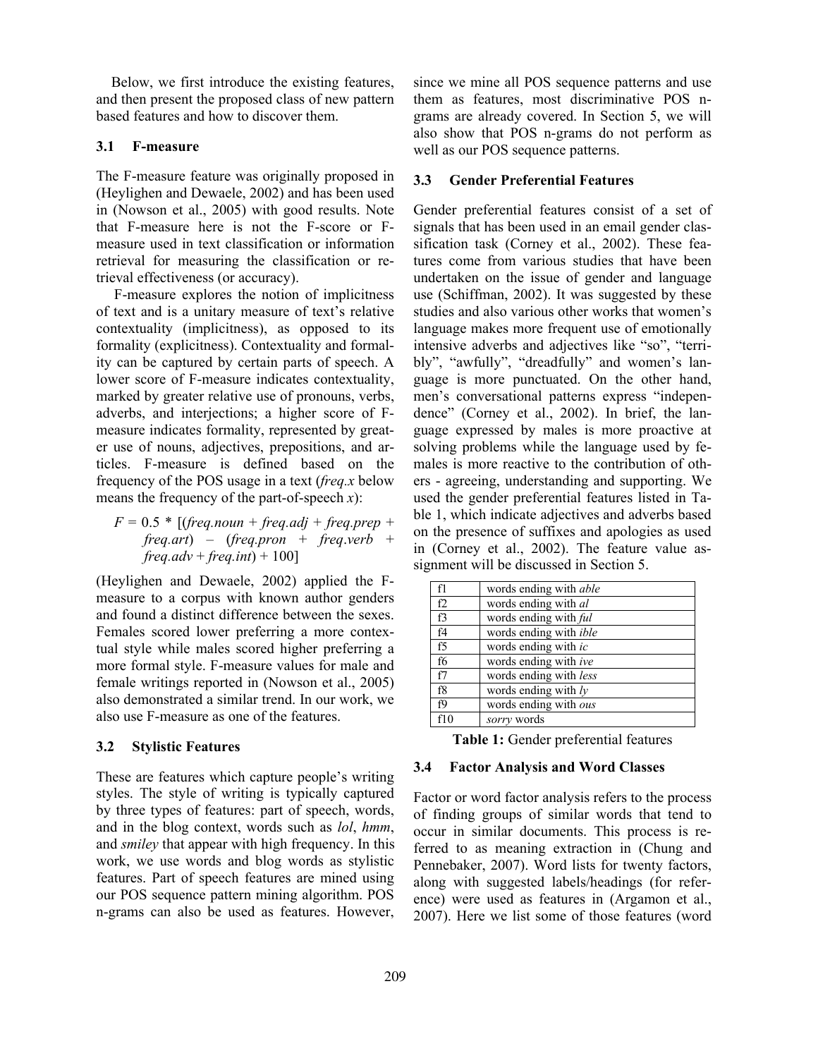Below, we first introduce the existing features, and then present the proposed class of new pattern based features and how to discover them.

### 3.1 F-measure

The F-measure feature was originally proposed in (Heylighen and Dewaele, 2002) and has been used in (Nowson et al., 2005) with good results. Note that F-measure here is not the F-score or F-measure used in text classification or information retrieval for measuring the classification or retrieval effectiveness (or accuracy).

F-measure explores the notion of implicitness of text and is a unitary measure of text's relative contextuality (implicitness), as opposed to its formality (explicitness). Contextuality and formality can be captured by certain parts of speech. A lower score of F-measure indicates contextuality, marked by greater relative use of pronouns, verbs, adverbs, and interjections; a higher score of F-measure indicates formality, represented by greater use of nouns, adjectives, prepositions, and articles. F-measure is defined based on the frequency of the POS usage in a text (*freq.x* below means the frequency of the part-of-speech *x*):

$$F = 0.5 * [(freq.noun + freq.adj + freq.prep + freq.art) - (freq.pron + freq.verb + freq.adv + freq.int) + 100]$$

(Heylighen and Dewaele, 2002) applied the F-measure to a corpus with known author genders and found a distinct difference between the sexes. Females scored lower preferring a more contextual style while males scored higher preferring a more formal style. F-measure values for male and female writings reported in (Nowson et al., 2005) also demonstrated a similar trend. In our work, we also use F-measure as one of the features.

### 3.2 Stylistic Features

These are features which capture people's writing styles. The style of writing is typically captured by three types of features: part of speech, words, and in the blog context, words such as *lol*, *hmm*, and *smiley* that appear with high frequency. In this work, we use words and blog words as stylistic features. Part of speech features are mined using our POS sequence pattern mining algorithm. POS n-grams can also be used as features. However, since we mine all POS sequence patterns and use them as features, most discriminative POS n-grams are already covered. In Section 5, we will also show that POS n-grams do not perform as well as our POS sequence patterns.

### 3.3 Gender Preferential Features

Gender preferential features consist of a set of signals that has been used in an email gender classification task (Corney et al., 2002). These features come from various studies that have been undertaken on the issue of gender and language use (Schiffman, 2002). It was suggested by these studies and also various other works that women's language makes more frequent use of emotionally intensive adverbs and adjectives like "so", "terribly", "awfully", "dreadfully" and women's language is more punctuated. On the other hand, men's conversational patterns express "independence" (Corney et al., 2002). In brief, the language expressed by males is more proactive at solving problems while the language used by females is more reactive to the contribution of others - agreeing, understanding and supporting. We used the gender preferential features listed in Table 1, which indicate adjectives and adverbs based on the presence of suffixes and apologies as used in (Corney et al., 2002). The feature value assignment will be discussed in Section 5.

| | |
|---|---|
| f1 | words ending with *able* |
| f2 | words ending with *al* |
| f3 | words ending with *ful* |
| f4 | words ending with *ible* |
| f5 | words ending with *ic* |
| f6 | words ending with *ive* |
| f7 | words ending with *less* |
| f8 | words ending with *ly* |
| f9 | words ending with *ous* |
| f10 | *sorry* words |

**Table 1:** Gender preferential features

### 3.4 Factor Analysis and Word Classes

Factor or word factor analysis refers to the process of finding groups of similar words that tend to occur in similar documents. This process is referred to as meaning extraction in (Chung and Pennebaker, 2007). Word lists for twenty factors, along with suggested labels/headings (for reference) were used as features in (Argamon et al., 2007). Here we list some of those features (word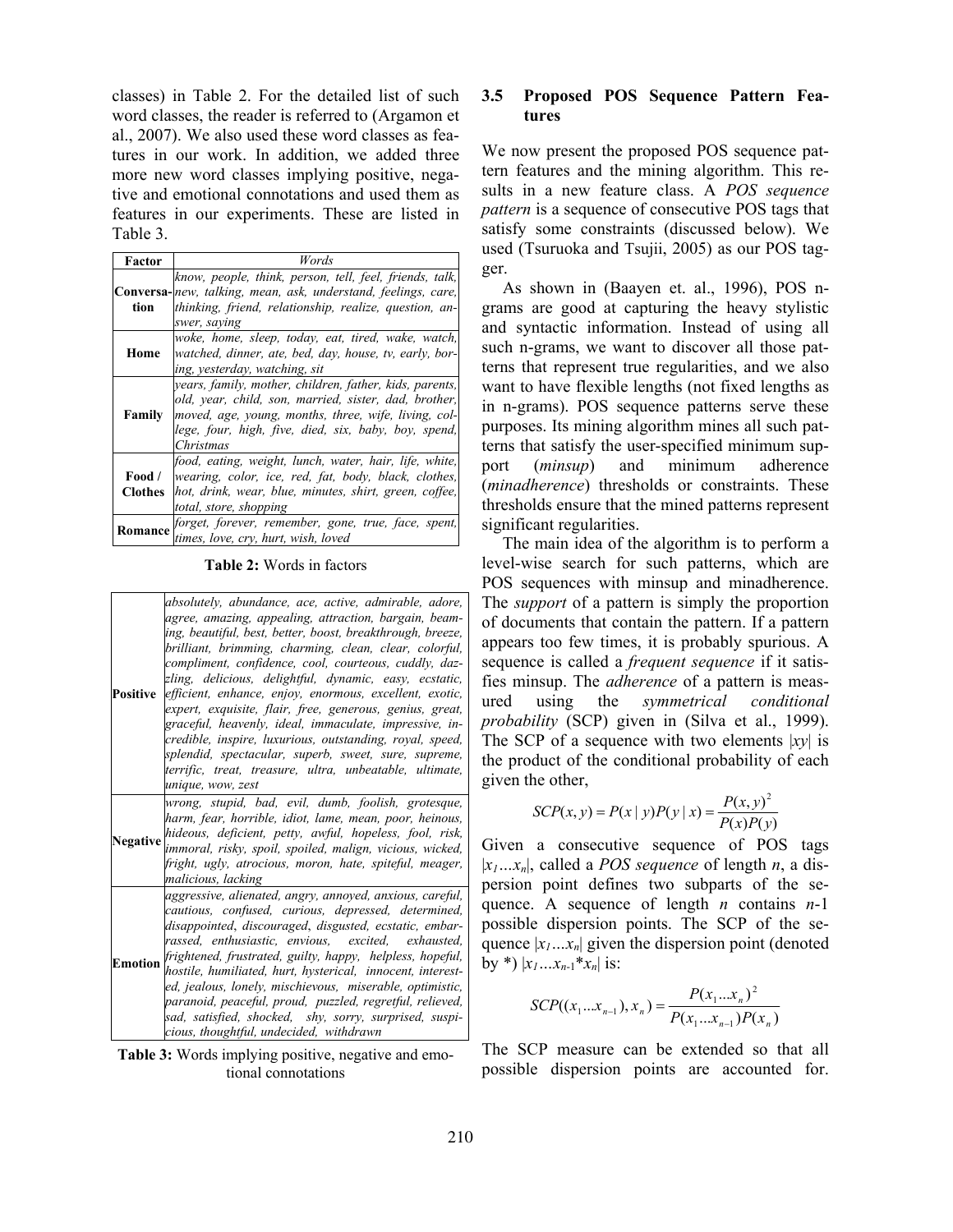classes) in Table 2. For the detailed list of such word classes, the reader is referred to (Argamon et al., 2007). We also used these word classes as features in our work. In addition, we added three more new word classes implying positive, negative and emotional connotations and used them as features in our experiments. These are listed in Table 3.

| Factor | *Words* |
|---|---|
| **Conversation** | *know, people, think, person, tell, feel, friends, talk, new, talking, mean, ask, understand, feelings, care, thinking, friend, relationship, realize, question, answer, saying* |
| **Home** | *woke, home, sleep, today, eat, tired, wake, watch, watched, dinner, ate, bed, day, house, tv, early, boring, yesterday, watching, sit* |
| **Family** | *years, family, mother, children, father, kids, parents, old, year, child, son, married, sister, dad, brother, moved, age, young, months, three, wife, living, college, four, high, five, died, six, baby, boy, spend, Christmas* |
| **Food / Clothes** | *food, eating, weight, lunch, water, hair, life, white, wearing, color, ice, red, fat, body, black, clothes, hot, drink, wear, blue, minutes, shirt, green, coffee, total, store, shopping* |
| **Romance** | *forget, forever, remember, gone, true, face, spent, times, love, cry, hurt, wish, loved* |

**Table 2:** Words in factors

| | |
|---|---|
| **Positive** | *absolutely, abundance, ace, active, admirable, adore, agree, amazing, appealing, attraction, bargain, beaming, beautiful, best, better, boost, breakthrough, breeze, brilliant, brimming, charming, clean, clear, colorful, compliment, confidence, cool, courteous, cuddly, dazzling, delicious, delightful, dynamic, easy, ecstatic, efficient, enhance, enjoy, enormous, excellent, exotic, expert, exquisite, flair, free, generous, genius, great, graceful, heavenly, ideal, immaculate, impressive, incredible, inspire, luxurious, outstanding, royal, speed, splendid, spectacular, superb, sweet, sure, supreme, terrific, treat, treasure, ultra, unbeatable, ultimate, unique, wow, zest* |
| **Negative** | *wrong, stupid, bad, evil, dumb, foolish, grotesque, harm, fear, horrible, idiot, lame, mean, poor, heinous, hideous, deficient, petty, awful, hopeless, fool, risk, immoral, risky, spoil, spoiled, malign, vicious, wicked, fright, ugly, atrocious, moron, hate, spiteful, meager, malicious, lacking* |
| **Emotion** | *aggressive, alienated, angry, annoyed, anxious, careful, cautious, confused, curious, depressed, determined, disappointed, discouraged, disgusted, ecstatic, embarrassed, enthusiastic, envious, excited, exhausted, frightened, frustrated, guilty, happy, helpless, hopeful, hostile, humiliated, hurt, hysterical, innocent, interested, jealous, lonely, mischievous, miserable, optimistic, paranoid, peaceful, proud, puzzled, regretful, relieved, sad, satisfied, shocked, shy, sorry, surprised, suspicious, thoughtful, undecided, withdrawn* |

**Table 3:** Words implying positive, negative and emotional connotations

### 3.5 Proposed POS Sequence Pattern Features

We now present the proposed POS sequence pattern features and the mining algorithm. This results in a new feature class. A *POS sequence pattern* is a sequence of consecutive POS tags that satisfy some constraints (discussed below). We used (Tsuruoka and Tsujii, 2005) as our POS tagger.

As shown in (Baayen et. al., 1996), POS n-grams are good at capturing the heavy stylistic and syntactic information. Instead of using all such n-grams, we want to discover all those patterns that represent true regularities, and we also want to have flexible lengths (not fixed lengths as in n-grams). POS sequence patterns serve these purposes. Its mining algorithm mines all such patterns that satisfy the user-specified minimum support (*minsup*) and minimum adherence (*minadherence*) thresholds or constraints. These thresholds ensure that the mined patterns represent significant regularities.

The main idea of the algorithm is to perform a level-wise search for such patterns, which are POS sequences with minsup and minadherence. The *support* of a pattern is simply the proportion of documents that contain the pattern. If a pattern appears too few times, it is probably spurious. A sequence is called a *frequent sequence* if it satisfies minsup. The *adherence* of a pattern is measured using the *symmetrical conditional probability* (SCP) given in (Silva et al., 1999). The SCP of a sequence with two elements $|xy|$ is the product of the conditional probability of each given the other,

$$SCP(x, y) = P(x \mid y)P(y \mid x) = \frac{P(x, y)^2}{P(x)P(y)}$$

Given a consecutive sequence of POS tags $|x_1 \ldots x_n|$, called a *POS sequence* of length $n$, a dispersion point defines two subparts of the sequence. A sequence of length $n$ contains $n$-1 possible dispersion points. The SCP of the sequence $|x_1 \ldots x_n|$ given the dispersion point (denoted by *) $|x_1 \ldots x_{n-1} * x_n|$ is:

$$SCP((x_1 \ldots x_{n-1}), x_n) = \frac{P(x_1 \ldots x_n)^2}{P(x_1 \ldots x_{n-1})P(x_n)}$$

The SCP measure can be extended so that all possible dispersion points are accounted for.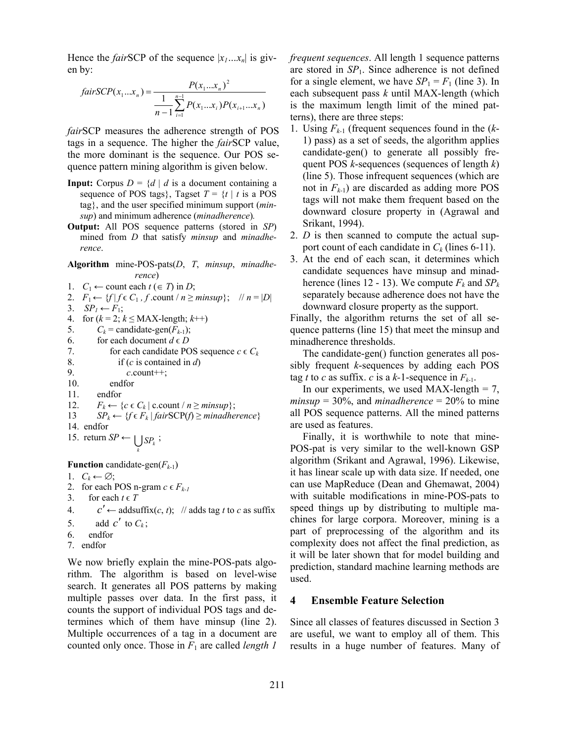Hence the *fair*SCP of the sequence $|x_1...x_n|$ is given by:

$$fairSCP(x_1...x_n) = \frac{P(x_1...x_n)^2}{\frac{1}{n-1}\sum_{i=1}^{n-1} P(x_1...x_i)P(x_{i+1}...x_n)}$$

*fair*SCP measures the adherence strength of POS tags in a sequence. The higher the *fair*SCP value, the more dominant is the sequence. Our POS sequence pattern mining algorithm is given below.

**Input:** Corpus $D = \{d \mid d$ is a document containing a sequence of POS tags$\}$, Tagset $T = \{t \mid t$ is a POS tag$\}$, and the user specified minimum support (*minsup*) and minimum adherence (*minadherence*).

**Output:** All POS sequence patterns (stored in *SP*) mined from *D* that satisfy *minsup* and *minadherence*.

**Algorithm** mine-POS-pats(*D*, *T*, *minsup*, *minadherence*)

1. $C_1 \leftarrow$ count each $t$ ($\in T$) in $D$;
2. $F_1 \leftarrow \{f \mid f \in C_1,\ f$.count$/ n \geq minsup\}$; // $n = |D|$
3. $SP_1 \leftarrow F_1$;
4. for ($k = 2$; $k \leq$ MAX-length; $k$++)
5. $\quad C_k$ = candidate-gen($F_{k-1}$);
6. $\quad$ for each document $d \in D$
7. $\quad\quad$ for each candidate POS sequence $c \in C_k$
8. $\quad\quad\quad$ if ($c$ is contained in $d$)
9. $\quad\quad\quad\quad c$.count++;
10. $\quad\quad$ endfor
11. $\quad$ endfor
12. $\quad F_k \leftarrow \{c \in C_k \mid$ c.count $/ n \geq minsup\}$;
13. $\quad SP_k \leftarrow \{f \in F_k \mid fairSCP(f) \geq minadherence\}$
14. endfor
15. return $SP \leftarrow \bigcup_k SP_k$;

**Function** candidate-gen($F_{k-1}$)

1. $C_k \leftarrow \varnothing$;
2. for each POS n-gram $c \in F_{k-1}$
3. $\quad$ for each $t \in T$
4. $\quad\quad c' \leftarrow$ addsuffix($c$, $t$); // adds tag $t$ to $c$ as suffix
5. $\quad\quad$ add $c'$ to $C_k$;
6. $\quad$ endfor
7. endfor

We now briefly explain the mine-POS-pats algorithm. The algorithm is based on level-wise search. It generates all POS patterns by making multiple passes over data. In the first pass, it counts the support of individual POS tags and determines which of them have minsup (line 2). Multiple occurrences of a tag in a document are counted only once. Those in $F_1$ are called *length 1 frequent sequences*. All length 1 sequence patterns are stored in $SP_1$. Since adherence is not defined for a single element, we have $SP_1 = F_1$ (line 3). In each subsequent pass $k$ until MAX-length (which is the maximum length limit of the mined patterns), there are three steps:

1. Using $F_{k-1}$ (frequent sequences found in the ($k$-1) pass) as a set of seeds, the algorithm applies candidate-gen() to generate all possibly frequent POS $k$-sequences (sequences of length $k$) (line 5). Those infrequent sequences (which are not in $F_{k-1}$) are discarded as adding more POS tags will not make them frequent based on the downward closure property in (Agrawal and Srikant, 1994).
2. $D$ is then scanned to compute the actual support count of each candidate in $C_k$ (lines 6-11).
3. At the end of each scan, it determines which candidate sequences have minsup and minadherence (lines 12 - 13). We compute $F_k$ and $SP_k$ separately because adherence does not have the downward closure property as the support.

Finally, the algorithm returns the set of all sequence patterns (line 15) that meet the minsup and minadherence thresholds.

The candidate-gen() function generates all possibly frequent $k$-sequences by adding each POS tag $t$ to $c$ as suffix. $c$ is a $k$-1-sequence in $F_{k-1}$.

In our experiments, we used MAX-length = 7, *minsup* = 30%, and *minadherence* = 20% to mine all POS sequence patterns. All the mined patterns are used as features.

Finally, it is worthwhile to note that mine-POS-pat is very similar to the well-known GSP algorithm (Srikant and Agrawal, 1996). Likewise, it has linear scale up with data size. If needed, one can use MapReduce (Dean and Ghemawat, 2004) with suitable modifications in mine-POS-pats to speed things up by distributing to multiple machines for large corpora. Moreover, mining is a part of preprocessing of the algorithm and its complexity does not affect the final prediction, as it will be later shown that for model building and prediction, standard machine learning methods are used.

## 4 Ensemble Feature Selection

Since all classes of features discussed in Section 3 are useful, we want to employ all of them. This results in a huge number of features. Many of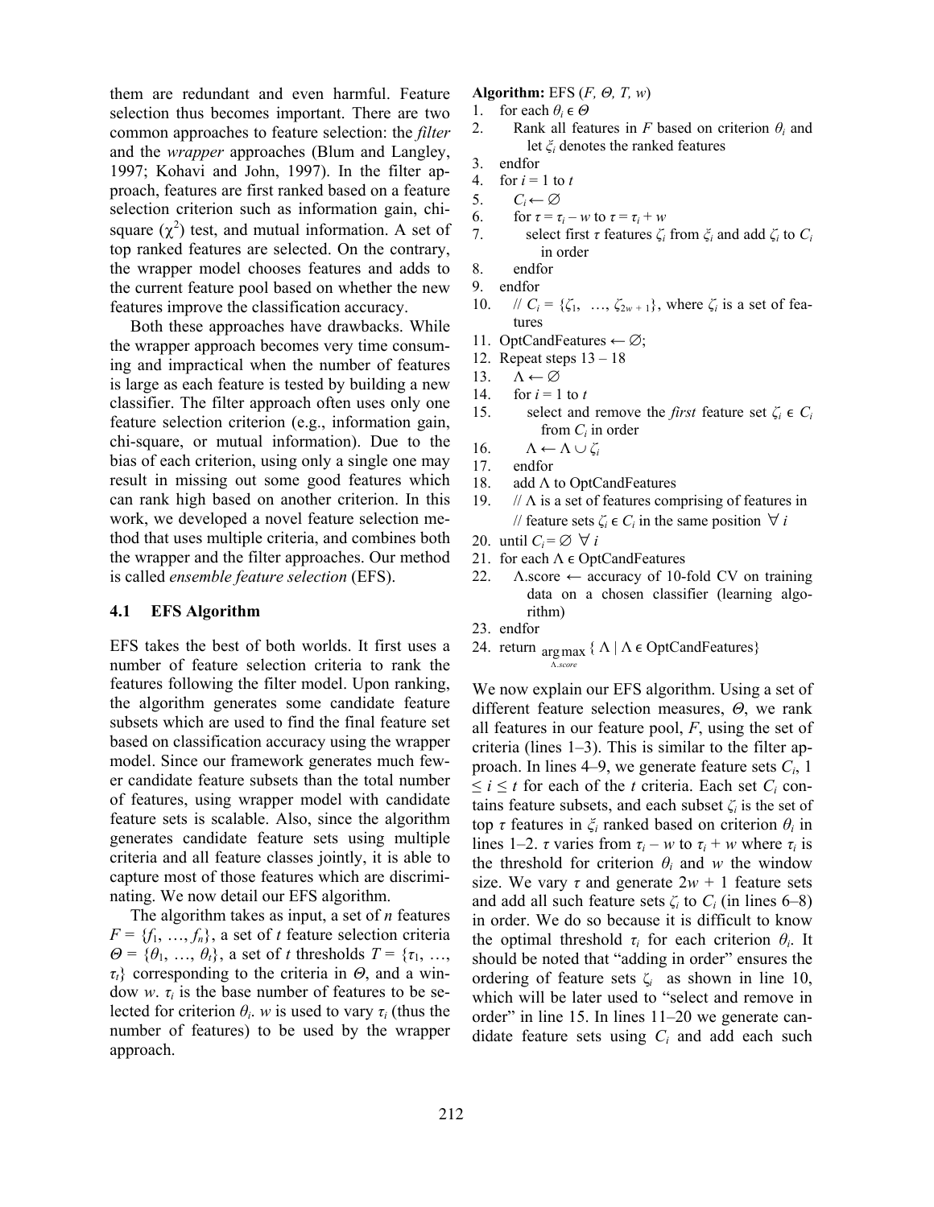them are redundant and even harmful. Feature selection thus becomes important. There are two common approaches to feature selection: the *filter* and the *wrapper* approaches (Blum and Langley, 1997; Kohavi and John, 1997). In the filter approach, features are first ranked based on a feature selection criterion such as information gain, chi-square ($\chi^2$) test, and mutual information. A set of top ranked features are selected. On the contrary, the wrapper model chooses features and adds to the current feature pool based on whether the new features improve the classification accuracy.

Both these approaches have drawbacks. While the wrapper approach becomes very time consuming and impractical when the number of features is large as each feature is tested by building a new classifier. The filter approach often uses only one feature selection criterion (e.g., information gain, chi-square, or mutual information). Due to the bias of each criterion, using only a single one may result in missing out some good features which can rank high based on another criterion. In this work, we developed a novel feature selection method that uses multiple criteria, and combines both the wrapper and the filter approaches. Our method is called *ensemble feature selection* (EFS).

### 4.1 EFS Algorithm

EFS takes the best of both worlds. It first uses a number of feature selection criteria to rank the features following the filter model. Upon ranking, the algorithm generates some candidate feature subsets which are used to find the final feature set based on classification accuracy using the wrapper model. Since our framework generates much fewer candidate feature subsets than the total number of features, using wrapper model with candidate feature sets is scalable. Also, since the algorithm generates candidate feature sets using multiple criteria and all feature classes jointly, it is able to capture most of those features which are discriminating. We now detail our EFS algorithm.

The algorithm takes as input, a set of $n$ features $F = \{f_1, \ldots, f_n\}$, a set of $t$ feature selection criteria $\Theta = \{\theta_1, \ldots, \theta_t\}$, a set of $t$ thresholds $T = \{\tau_1, \ldots, \tau_t\}$ corresponding to the criteria in $\Theta$, and a window $w$. $\tau_i$ is the base number of features to be selected for criterion $\theta_i$. $w$ is used to vary $\tau_i$ (thus the number of features) to be used by the wrapper approach.

**Algorithm:** EFS ($F$, $\Theta$, $T$, $w$)

1. for each $\theta_i \in \Theta$
2. Rank all features in $F$ based on criterion $\theta_i$ and let $\xi_i$ denotes the ranked features
3. endfor
4. for $i = 1$ to $t$
5. $C_i \leftarrow \varnothing$
6. for $\tau = \tau_i - w$ to $\tau = \tau_i + w$
7. select first $\tau$ features $\zeta_i$ from $\xi_i$ and add $\zeta_i$ to $C_i$ in order
8. endfor
9. endfor
10. // $C_i = \{\zeta_1, \ldots, \zeta_{2w+1}\}$, where $\zeta_i$ is a set of features
11. OptCandFeatures $\leftarrow \varnothing$;
12. Repeat steps 13 – 18
13. $\Lambda \leftarrow \varnothing$
14. for $i = 1$ to $t$
15. select and remove the *first* feature set $\zeta_i \in C_i$ from $C_i$ in order
16. $\Lambda \leftarrow \Lambda \cup \zeta_i$
17. endfor
18. add $\Lambda$ to OptCandFeatures
19. // $\Lambda$ is a set of features comprising of features in // feature sets $\zeta_i \in C_i$ in the same position $\forall\, i$
20. until $C_i = \varnothing \;\forall\, i$
21. for each $\Lambda \in$ OptCandFeatures
22. $\Lambda$.score $\leftarrow$ accuracy of 10-fold CV on training data on a chosen classifier (learning algorithm)
23. endfor
24. return $\underset{\Lambda.score}{\arg\max}\, \{ \Lambda \mid \Lambda \in \text{OptCandFeatures}\}$

We now explain our EFS algorithm. Using a set of different feature selection measures, $\Theta$, we rank all features in our feature pool, $F$, using the set of criteria (lines 1–3). This is similar to the filter approach. In lines 4–9, we generate feature sets $C_i$, $1 \leq i \leq t$ for each of the $t$ criteria. Each set $C_i$ contains feature subsets, and each subset $\zeta_i$ is the set of top $\tau$ features in $\xi_i$ ranked based on criterion $\theta_i$ in lines 1–2. $\tau$ varies from $\tau_i - w$ to $\tau_i + w$ where $\tau_i$ is the threshold for criterion $\theta_i$ and $w$ the window size. We vary $\tau$ and generate $2w + 1$ feature sets and add all such feature sets $\zeta_i$ to $C_i$ (in lines 6–8) in order. We do so because it is difficult to know the optimal threshold $\tau_i$ for each criterion $\theta_i$. It should be noted that "adding in order" ensures the ordering of feature sets $\zeta_i$ as shown in line 10, which will be later used to "select and remove in order" in line 15. In lines 11–20 we generate candidate feature sets using $C_i$ and add each such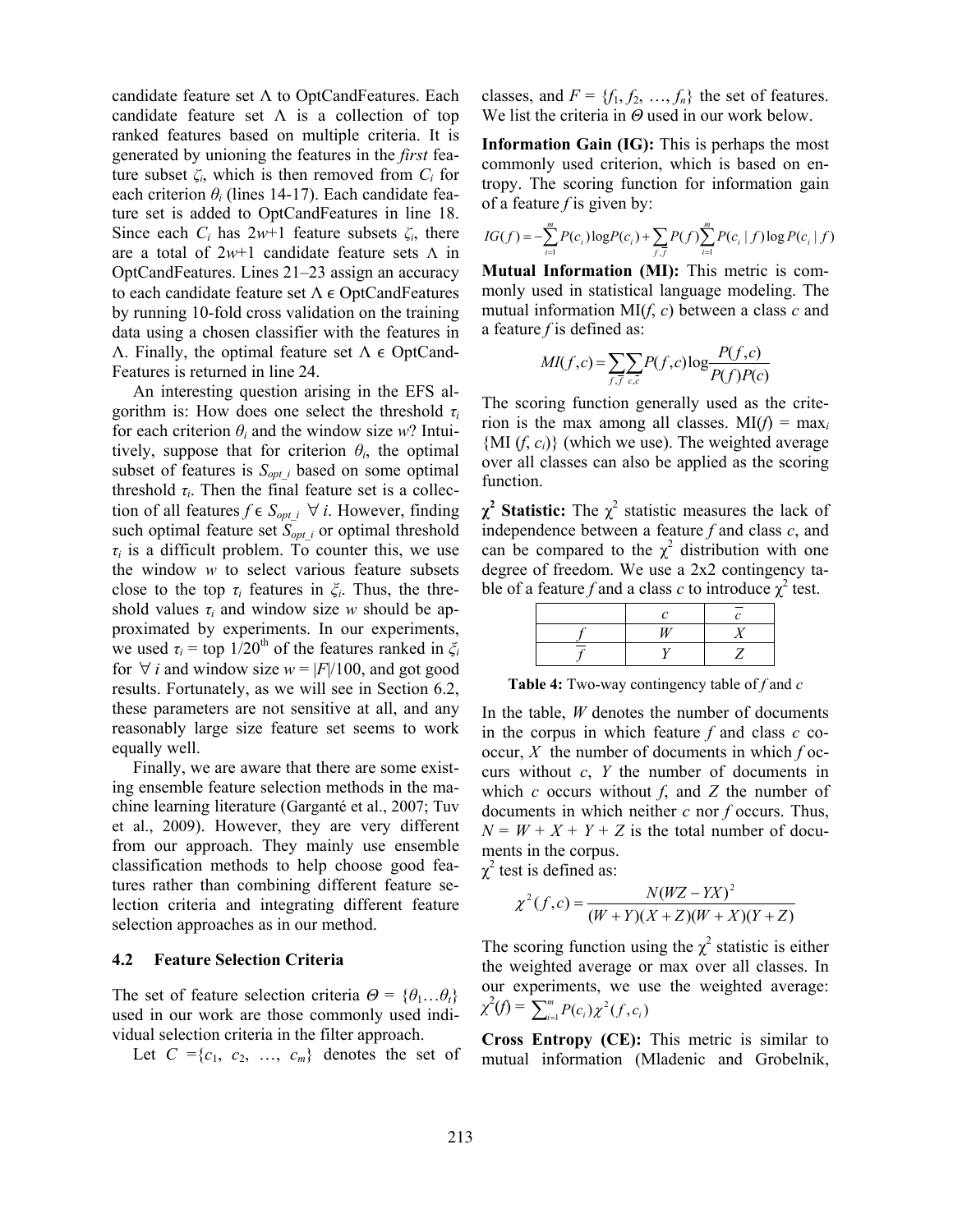candidate feature set Λ to OptCandFeatures. Each candidate feature set Λ is a collection of top ranked features based on multiple criteria. It is generated by unioning the features in the *first* feature subset $\zeta_i$, which is then removed from $C_i$ for each criterion $\theta_i$ (lines 14-17). Each candidate feature set is added to OptCandFeatures in line 18. Since each $C_i$ has $2w$+1 feature subsets $\zeta_i$, there are a total of $2w$+1 candidate feature sets Λ in OptCandFeatures. Lines 21–23 assign an accuracy to each candidate feature set $\Lambda \in$ OptCandFeatures by running 10-fold cross validation on the training data using a chosen classifier with the features in Λ. Finally, the optimal feature set $\Lambda \in$ OptCandFeatures is returned in line 24.

An interesting question arising in the EFS algorithm is: How does one select the threshold $\tau_i$ for each criterion $\theta_i$ and the window size $w$? Intuitively, suppose that for criterion $\theta_i$, the optimal subset of features is $S_{opt\_i}$ based on some optimal threshold $\tau_i$. Then the final feature set is a collection of all features $f \in S_{opt\_i}$ $\forall$ $i$. However, finding such optimal feature set $S_{opt\_i}$ or optimal threshold $\tau_i$ is a difficult problem. To counter this, we use the window $w$ to select various feature subsets close to the top $\tau_i$ features in $\xi_i$. Thus, the threshold values $\tau_i$ and window size $w$ should be approximated by experiments. In our experiments, we used $\tau_i$ = top 1/20$^{th}$ of the features ranked in $\xi_i$ for $\forall$ $i$ and window size $w = |F|/100$, and got good results. Fortunately, as we will see in Section 6.2, these parameters are not sensitive at all, and any reasonably large size feature set seems to work equally well.

Finally, we are aware that there are some existing ensemble feature selection methods in the machine learning literature (Garganté et al., 2007; Tuv et al., 2009). However, they are very different from our approach. They mainly use ensemble classification methods to help choose good features rather than combining different feature selection criteria and integrating different feature selection approaches as in our method.

### 4.2 Feature Selection Criteria

The set of feature selection criteria $\Theta = \{\theta_1 \ldots \theta_t\}$ used in our work are those commonly used individual selection criteria in the filter approach.

Let $C = \{c_1, c_2, \ldots, c_m\}$ denotes the set of classes, and $F = \{f_1, f_2, \ldots, f_n\}$ the set of features. We list the criteria in $\Theta$ used in our work below.

**Information Gain (IG):** This is perhaps the most commonly used criterion, which is based on entropy. The scoring function for information gain of a feature $f$ is given by:

$$IG(f) = -\sum_{i=1}^{m} P(c_i)\log P(c_i) + \sum_{f,\bar{f}} P(f) \sum_{i=1}^{m} P(c_i \mid f)\log P(c_i \mid f)$$

**Mutual Information (MI):** This metric is commonly used in statistical language modeling. The mutual information MI($f$, $c$) between a class $c$ and a feature $f$ is defined as:

$$MI(f,c) = \sum_{f,\bar{f}} \sum_{c,\bar{c}} P(f,c)\log\frac{P(f,c)}{P(f)P(c)}$$

The scoring function generally used as the criterion is the max among all classes. $MI(f) = \max_i \{MI(f, c_i)\}$ (which we use). The weighted average over all classes can also be applied as the scoring function.

**$\chi^2$ Statistic:** The $\chi^2$ statistic measures the lack of independence between a feature $f$ and class $c$, and can be compared to the $\chi^2$ distribution with one degree of freedom. We use a 2x2 contingency table of a feature $f$ and a class $c$ to introduce $\chi^2$ test.

| | $c$ | $\bar{c}$ |
|---|---|---|
| $f$ | $W$ | $X$ |
| $\bar{f}$ | $Y$ | $Z$ |

**Table 4:** Two-way contingency table of $f$ and $c$

In the table, $W$ denotes the number of documents in the corpus in which feature $f$ and class $c$ co-occur, $X$ the number of documents in which $f$ occurs without $c$, $Y$ the number of documents in which $c$ occurs without $f$, and $Z$ the number of documents in which neither $c$ nor $f$ occurs. Thus, $N = W + X + Y + Z$ is the total number of documents in the corpus.

$\chi^2$ test is defined as:

$$\chi^2(f,c) = \frac{N(WZ - YX)^2}{(W+Y)(X+Z)(W+X)(Y+Z)}$$

The scoring function using the $\chi^2$ statistic is either the weighted average or max over all classes. In our experiments, we use the weighted average: $\chi^2(f) = \sum_{i=1}^{m} P(c_i)\chi^2(f, c_i)$

**Cross Entropy (CE):** This metric is similar to mutual information (Mladenic and Grobelnik,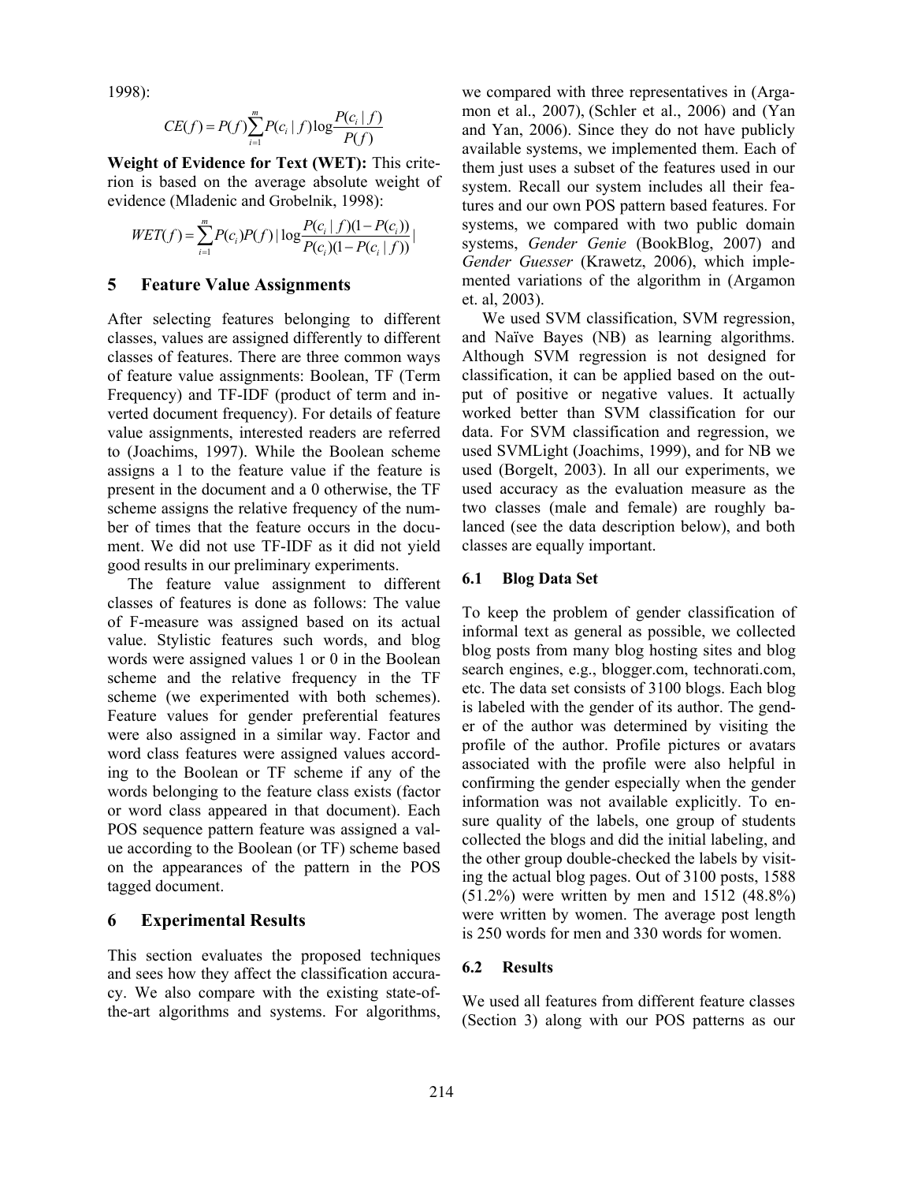1998):

$$CE(f) = P(f)\sum_{i=1}^{m} P(c_i \mid f)\log\frac{P(c_i \mid f)}{P(f)}$$

**Weight of Evidence for Text (WET):** This criterion is based on the average absolute weight of evidence (Mladenic and Grobelnik, 1998):

$$WET(f) = \sum_{i=1}^{m} P(c_i)P(f)\,|\log\frac{P(c_i \mid f)(1-P(c_i))}{P(c_i)(1-P(c_i \mid f))}|$$

## 5 Feature Value Assignments

After selecting features belonging to different classes, values are assigned differently to different classes of features. There are three common ways of feature value assignments: Boolean, TF (Term Frequency) and TF-IDF (product of term and inverted document frequency). For details of feature value assignments, interested readers are referred to (Joachims, 1997). While the Boolean scheme assigns a 1 to the feature value if the feature is present in the document and a 0 otherwise, the TF scheme assigns the relative frequency of the number of times that the feature occurs in the document. We did not use TF-IDF as it did not yield good results in our preliminary experiments.

The feature value assignment to different classes of features is done as follows: The value of F-measure was assigned based on its actual value. Stylistic features such words, and blog words were assigned values 1 or 0 in the Boolean scheme and the relative frequency in the TF scheme (we experimented with both schemes). Feature values for gender preferential features were also assigned in a similar way. Factor and word class features were assigned values according to the Boolean or TF scheme if any of the words belonging to the feature class exists (factor or word class appeared in that document). Each POS sequence pattern feature was assigned a value according to the Boolean (or TF) scheme based on the appearances of the pattern in the POS tagged document.

## 6 Experimental Results

This section evaluates the proposed techniques and sees how they affect the classification accuracy. We also compare with the existing state-of-the-art algorithms and systems. For algorithms, we compared with three representatives in (Argamon et al., 2007), (Schler et al., 2006) and (Yan and Yan, 2006). Since they do not have publicly available systems, we implemented them. Each of them just uses a subset of the features used in our system. Recall our system includes all their features and our own POS pattern based features. For systems, we compared with two public domain systems, *Gender Genie* (BookBlog, 2007) and *Gender Guesser* (Krawetz, 2006), which implemented variations of the algorithm in (Argamon et. al, 2003).

We used SVM classification, SVM regression, and Naïve Bayes (NB) as learning algorithms. Although SVM regression is not designed for classification, it can be applied based on the output of positive or negative values. It actually worked better than SVM classification for our data. For SVM classification and regression, we used SVMLight (Joachims, 1999), and for NB we used (Borgelt, 2003). In all our experiments, we used accuracy as the evaluation measure as the two classes (male and female) are roughly balanced (see the data description below), and both classes are equally important.

### 6.1 Blog Data Set

To keep the problem of gender classification of informal text as general as possible, we collected blog posts from many blog hosting sites and blog search engines, e.g., blogger.com, technorati.com, etc. The data set consists of 3100 blogs. Each blog is labeled with the gender of its author. The gender of the author was determined by visiting the profile of the author. Profile pictures or avatars associated with the profile were also helpful in confirming the gender especially when the gender information was not available explicitly. To ensure quality of the labels, one group of students collected the blogs and did the initial labeling, and the other group double-checked the labels by visiting the actual blog pages. Out of 3100 posts, 1588 (51.2%) were written by men and 1512 (48.8%) were written by women. The average post length is 250 words for men and 330 words for women.

### 6.2 Results

We used all features from different feature classes (Section 3) along with our POS patterns as our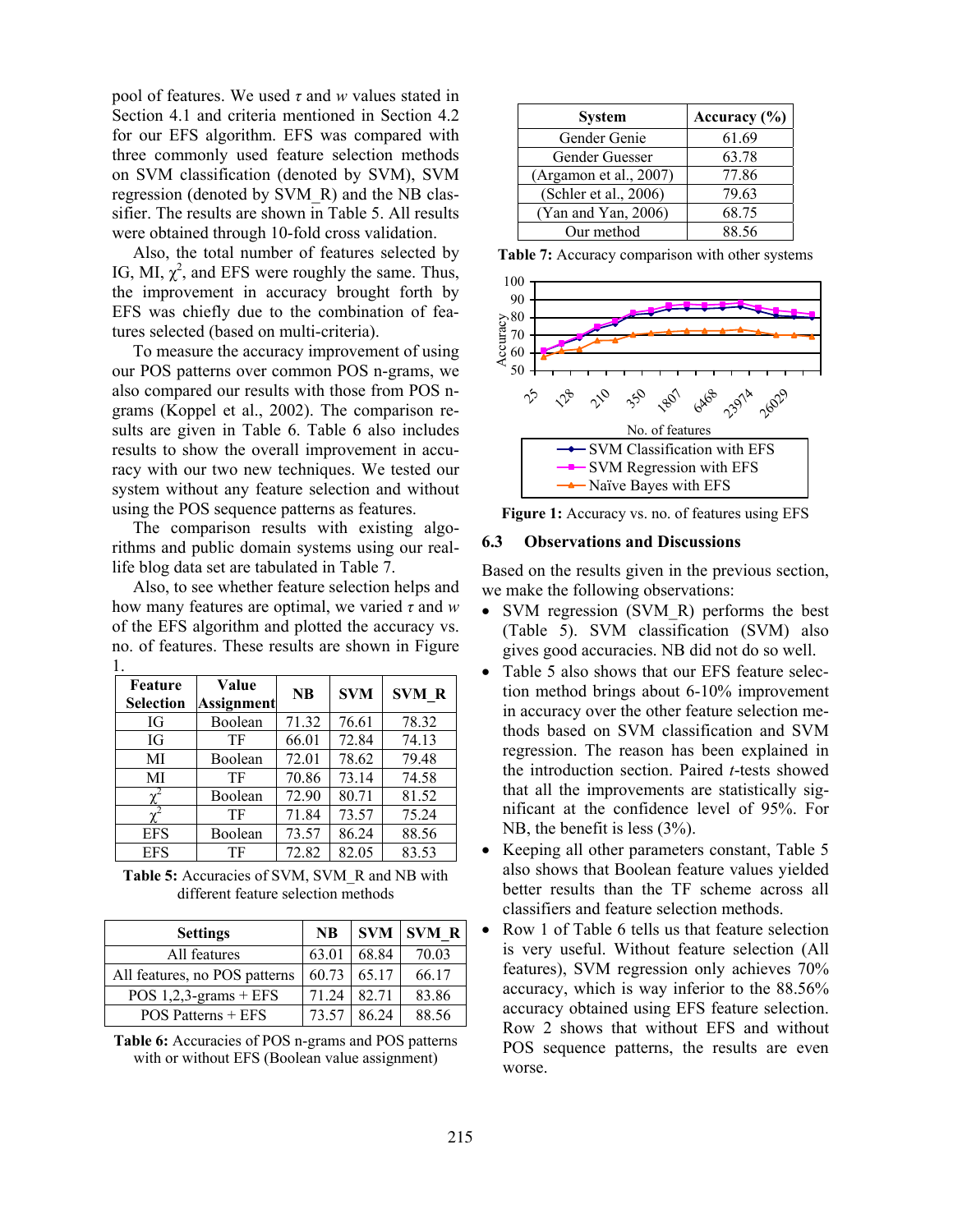pool of features. We used $\tau$ and $w$ values stated in Section 4.1 and criteria mentioned in Section 4.2 for our EFS algorithm. EFS was compared with three commonly used feature selection methods on SVM classification (denoted by SVM), SVM regression (denoted by SVM_R) and the NB classifier. The results are shown in Table 5. All results were obtained through 10-fold cross validation.

Also, the total number of features selected by IG, MI, $\chi^2$, and EFS were roughly the same. Thus, the improvement in accuracy brought forth by EFS was chiefly due to the combination of features selected (based on multi-criteria).

To measure the accuracy improvement of using our POS patterns over common POS n-grams, we also compared our results with those from POS n-grams (Koppel et al., 2002). The comparison results are given in Table 6. Table 6 also includes results to show the overall improvement in accuracy with our two new techniques. We tested our system without any feature selection and without using the POS sequence patterns as features.

The comparison results with existing algorithms and public domain systems using our real-life blog data set are tabulated in Table 7.

Also, to see whether feature selection helps and how many features are optimal, we varied $\tau$ and $w$ of the EFS algorithm and plotted the accuracy vs. no. of features. These results are shown in Figure 1.

| Feature Selection | Value Assignment | NB | SVM | SVM_R |
|---|---|---|---|---|
| IG | Boolean | 71.32 | 76.61 | 78.32 |
| IG | TF | 66.01 | 72.84 | 74.13 |
| MI | Boolean | 72.01 | 78.62 | 79.48 |
| MI | TF | 70.86 | 73.14 | 74.58 |
| $\chi^2$ | Boolean | 72.90 | 80.71 | 81.52 |
| $\chi^2$ | TF | 71.84 | 73.57 | 75.24 |
| EFS | Boolean | 73.57 | 86.24 | 88.56 |
| EFS | TF | 72.82 | 82.05 | 83.53 |

**Table 5:** Accuracies of SVM, SVM_R and NB with different feature selection methods

| Settings | NB | SVM | SVM_R |
|---|---|---|---|
| All features | 63.01 | 68.84 | 70.03 |
| All features, no POS patterns | 60.73 | 65.17 | 66.17 |
| POS 1,2,3-grams + EFS | 71.24 | 82.71 | 83.86 |
| POS Patterns + EFS | 73.57 | 86.24 | 88.56 |

**Table 6:** Accuracies of POS n-grams and POS patterns with or without EFS (Boolean value assignment)

| System | Accuracy (%) |
|---|---|
| Gender Genie | 61.69 |
| Gender Guesser | 63.78 |
| (Argamon et al., 2007) | 77.86 |
| (Schler et al., 2006) | 79.63 |
| (Yan and Yan, 2006) | 68.75 |
| Our method | 88.56 |

**Table 7:** Accuracy comparison with other systems

**Figure 1:** Accuracy vs. no. of features using EFS

### 6.3 Observations and Discussions

Based on the results given in the previous section, we make the following observations:

- SVM regression (SVM_R) performs the best (Table 5). SVM classification (SVM) also gives good accuracies. NB did not do so well.
- Table 5 also shows that our EFS feature selection method brings about 6-10% improvement in accuracy over the other feature selection methods based on SVM classification and SVM regression. The reason has been explained in the introduction section. Paired $t$-tests showed that all the improvements are statistically significant at the confidence level of 95%. For NB, the benefit is less (3%).
- Keeping all other parameters constant, Table 5 also shows that Boolean feature values yielded better results than the TF scheme across all classifiers and feature selection methods.
- Row 1 of Table 6 tells us that feature selection is very useful. Without feature selection (All features), SVM regression only achieves 70% accuracy, which is way inferior to the 88.56% accuracy obtained using EFS feature selection. Row 2 shows that without EFS and without POS sequence patterns, the results are even worse.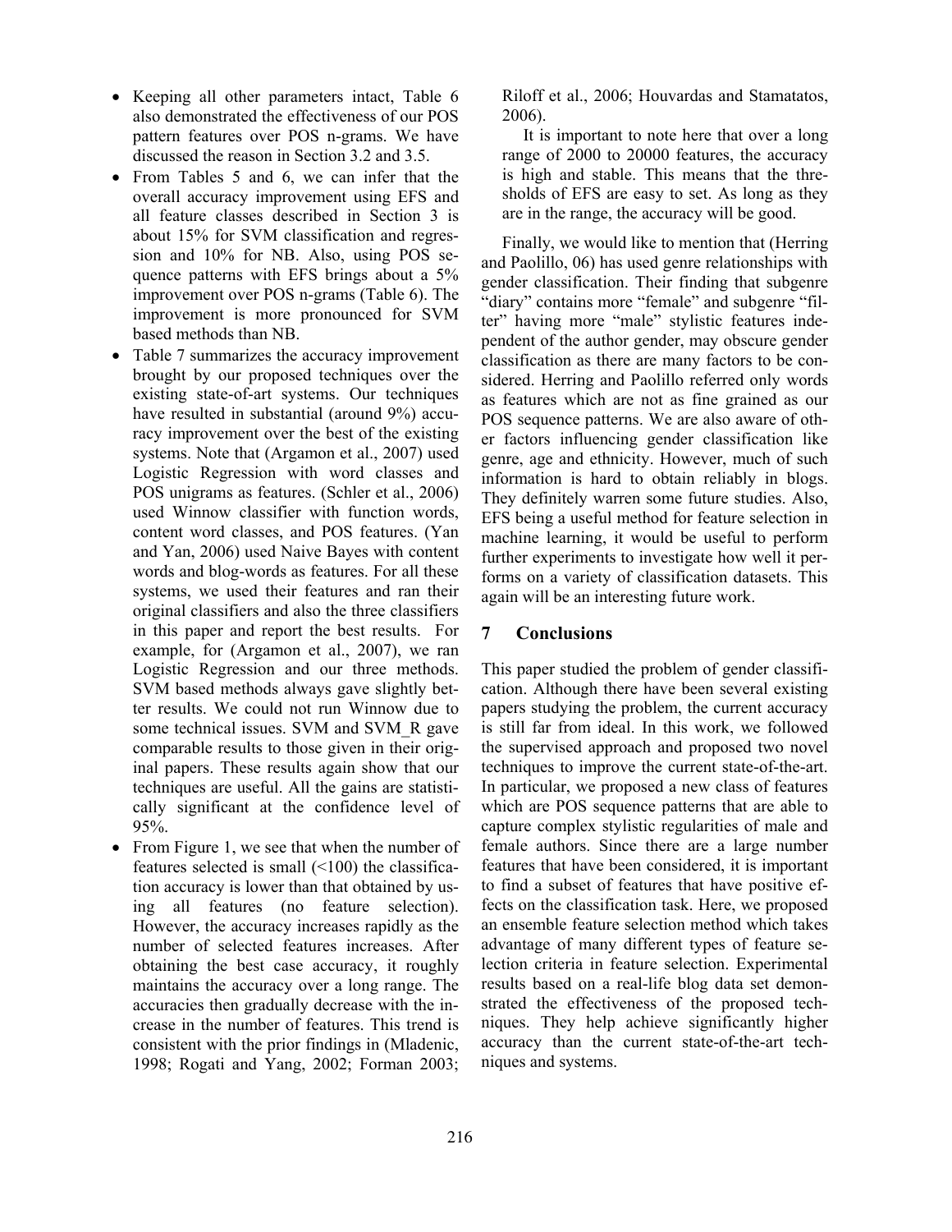- Keeping all other parameters intact, Table 6 also demonstrated the effectiveness of our POS pattern features over POS n-grams. We have discussed the reason in Section 3.2 and 3.5.
- From Tables 5 and 6, we can infer that the overall accuracy improvement using EFS and all feature classes described in Section 3 is about 15% for SVM classification and regression and 10% for NB. Also, using POS sequence patterns with EFS brings about a 5% improvement over POS n-grams (Table 6). The improvement is more pronounced for SVM based methods than NB.
- Table 7 summarizes the accuracy improvement brought by our proposed techniques over the existing state-of-art systems. Our techniques have resulted in substantial (around 9%) accuracy improvement over the best of the existing systems. Note that (Argamon et al., 2007) used Logistic Regression with word classes and POS unigrams as features. (Schler et al., 2006) used Winnow classifier with function words, content word classes, and POS features. (Yan and Yan, 2006) used Naive Bayes with content words and blog-words as features. For all these systems, we used their features and ran their original classifiers and also the three classifiers in this paper and report the best results. For example, for (Argamon et al., 2007), we ran Logistic Regression and our three methods. SVM based methods always gave slightly better results. We could not run Winnow due to some technical issues. SVM and SVM_R gave comparable results to those given in their original papers. These results again show that our techniques are useful. All the gains are statistically significant at the confidence level of 95%.
- From Figure 1, we see that when the number of features selected is small (<100) the classification accuracy is lower than that obtained by using all features (no feature selection). However, the accuracy increases rapidly as the number of selected features increases. After obtaining the best case accuracy, it roughly maintains the accuracy over a long range. The accuracies then gradually decrease with the increase in the number of features. This trend is consistent with the prior findings in (Mladenic, 1998; Rogati and Yang, 2002; Forman 2003; Riloff et al., 2006; Houvardas and Stamatatos, 2006).

  It is important to note here that over a long range of 2000 to 20000 features, the accuracy is high and stable. This means that the thresholds of EFS are easy to set. As long as they are in the range, the accuracy will be good.

Finally, we would like to mention that (Herring and Paolillo, 06) has used genre relationships with gender classification. Their finding that subgenre "diary" contains more "female" and subgenre "filter" having more "male" stylistic features independent of the author gender, may obscure gender classification as there are many factors to be considered. Herring and Paolillo referred only words as features which are not as fine grained as our POS sequence patterns. We are also aware of other factors influencing gender classification like genre, age and ethnicity. However, much of such information is hard to obtain reliably in blogs. They definitely warren some future studies. Also, EFS being a useful method for feature selection in machine learning, it would be useful to perform further experiments to investigate how well it performs on a variety of classification datasets. This again will be an interesting future work.

## 7 Conclusions

This paper studied the problem of gender classification. Although there have been several existing papers studying the problem, the current accuracy is still far from ideal. In this work, we followed the supervised approach and proposed two novel techniques to improve the current state-of-the-art. In particular, we proposed a new class of features which are POS sequence patterns that are able to capture complex stylistic regularities of male and female authors. Since there are a large number features that have been considered, it is important to find a subset of features that have positive effects on the classification task. Here, we proposed an ensemble feature selection method which takes advantage of many different types of feature selection criteria in feature selection. Experimental results based on a real-life blog data set demonstrated the effectiveness of the proposed techniques. They help achieve significantly higher accuracy than the current state-of-the-art techniques and systems.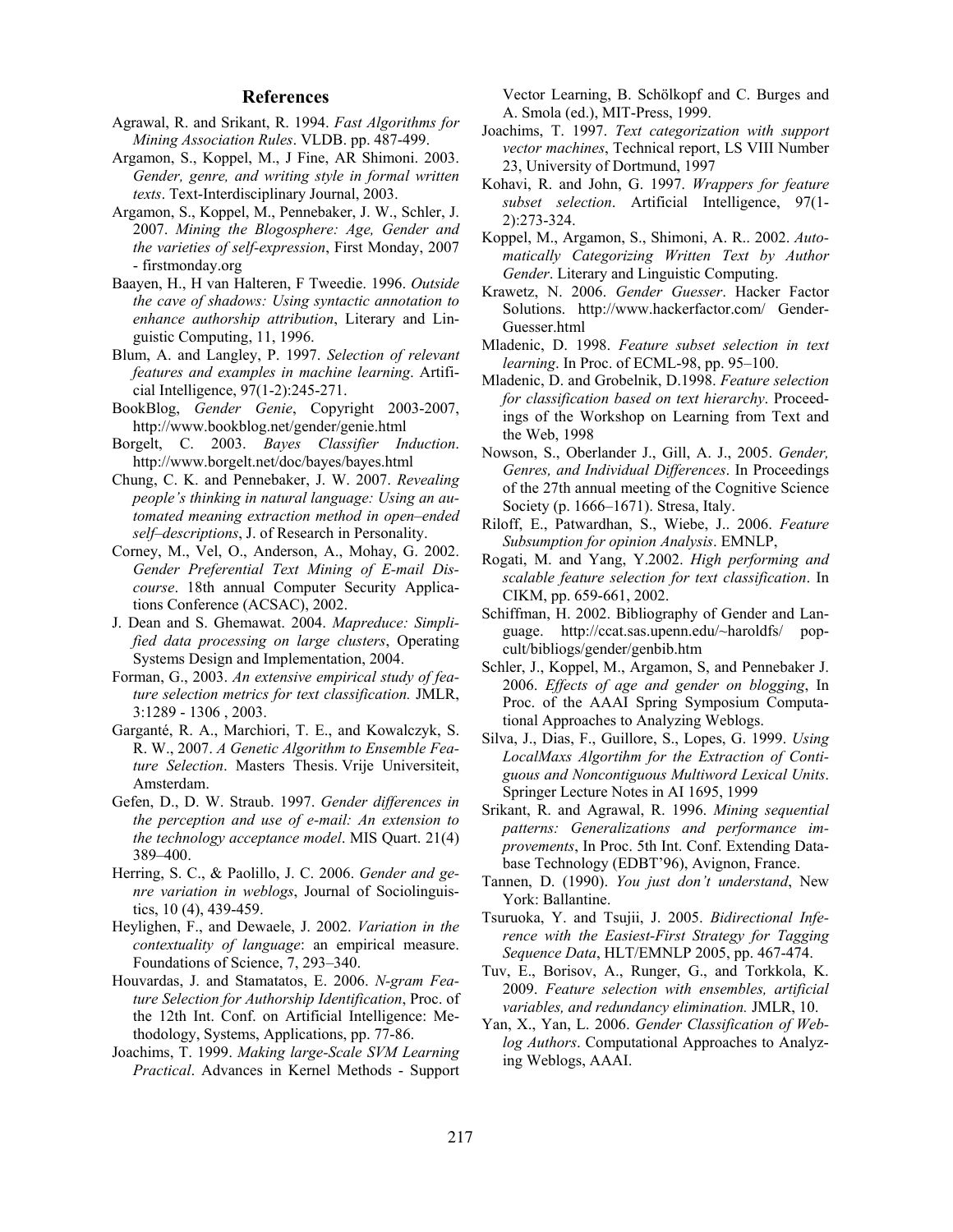## References

Agrawal, R. and Srikant, R. 1994. *Fast Algorithms for Mining Association Rules*. VLDB. pp. 487-499.

Argamon, S., Koppel, M., J Fine, AR Shimoni. 2003. *Gender, genre, and writing style in formal written texts*. Text-Interdisciplinary Journal, 2003.

Argamon, S., Koppel, M., Pennebaker, J. W., Schler, J. 2007. *Mining the Blogosphere: Age, Gender and the varieties of self-expression*, First Monday, 2007 - firstmonday.org

Baayen, H., H van Halteren, F Tweedie. 1996. *Outside the cave of shadows: Using syntactic annotation to enhance authorship attribution*, Literary and Linguistic Computing, 11, 1996.

Blum, A. and Langley, P. 1997. *Selection of relevant features and examples in machine learning*. Artificial Intelligence, 97(1-2):245-271.

BookBlog, *Gender Genie*, Copyright 2003-2007, http://www.bookblog.net/gender/genie.html

Borgelt, C. 2003. *Bayes Classifier Induction*. http://www.borgelt.net/doc/bayes/bayes.html

Chung, C. K. and Pennebaker, J. W. 2007. *Revealing people's thinking in natural language: Using an automated meaning extraction method in open–ended self–descriptions*, J. of Research in Personality.

Corney, M., Vel, O., Anderson, A., Mohay, G. 2002. *Gender Preferential Text Mining of E-mail Discourse*. 18th annual Computer Security Applications Conference (ACSAC), 2002.

J. Dean and S. Ghemawat. 2004. *Mapreduce: Simplified data processing on large clusters*, Operating Systems Design and Implementation, 2004.

Forman, G., 2003. *An extensive empirical study of feature selection metrics for text classification.* JMLR, 3:1289 - 1306 , 2003.

Garganté, R. A., Marchiori, T. E., and Kowalczyk, S. R. W., 2007. *A Genetic Algorithm to Ensemble Feature Selection*. Masters Thesis. Vrije Universiteit, Amsterdam.

Gefen, D., D. W. Straub. 1997. *Gender differences in the perception and use of e-mail: An extension to the technology acceptance model*. MIS Quart. 21(4) 389–400.

Herring, S. C., & Paolillo, J. C. 2006. *Gender and genre variation in weblogs*, Journal of Sociolinguistics, 10 (4), 439-459.

Heylighen, F., and Dewaele, J. 2002. *Variation in the contextuality of language*: an empirical measure. Foundations of Science, 7, 293–340.

Houvardas, J. and Stamatatos, E. 2006. *N-gram Feature Selection for Authorship Identification*, Proc. of the 12th Int. Conf. on Artificial Intelligence: Methodology, Systems, Applications, pp. 77-86.

Joachims, T. 1999. *Making large-Scale SVM Learning Practical*. Advances in Kernel Methods - Support Vector Learning, B. Schölkopf and C. Burges and A. Smola (ed.), MIT-Press, 1999.

Joachims, T. 1997. *Text categorization with support vector machines*, Technical report, LS VIII Number 23, University of Dortmund, 1997

Kohavi, R. and John, G. 1997. *Wrappers for feature subset selection*. Artificial Intelligence, 97(1-2):273-324.

Koppel, M., Argamon, S., Shimoni, A. R.. 2002. *Automatically Categorizing Written Text by Author Gender*. Literary and Linguistic Computing.

Krawetz, N. 2006. *Gender Guesser*. Hacker Factor Solutions. http://www.hackerfactor.com/ GenderGuesser.html

Mladenic, D. 1998. *Feature subset selection in text learning*. In Proc. of ECML-98, pp. 95–100.

Mladenic, D. and Grobelnik, D.1998. *Feature selection for classification based on text hierarchy*. Proceedings of the Workshop on Learning from Text and the Web, 1998

Nowson, S., Oberlander J., Gill, A. J., 2005. *Gender, Genres, and Individual Differences*. In Proceedings of the 27th annual meeting of the Cognitive Science Society (p. 1666–1671). Stresa, Italy.

Riloff, E., Patwardhan, S., Wiebe, J.. 2006. *Feature Subsumption for opinion Analysis*. EMNLP,

Rogati, M. and Yang, Y.2002. *High performing and scalable feature selection for text classification*. In CIKM, pp. 659-661, 2002.

Schiffman, H. 2002. Bibliography of Gender and Language. http://ccat.sas.upenn.edu/~haroldfs/ popcult/bibliogs/gender/genbib.htm

Schler, J., Koppel, M., Argamon, S, and Pennebaker J. 2006. *Effects of age and gender on blogging*, In Proc. of the AAAI Spring Symposium Computational Approaches to Analyzing Weblogs.

Silva, J., Dias, F., Guillore, S., Lopes, G. 1999. *Using LocalMaxs Algortihm for the Extraction of Contiguous and Noncontiguous Multiword Lexical Units*. Springer Lecture Notes in AI 1695, 1999

Srikant, R. and Agrawal, R. 1996. *Mining sequential patterns: Generalizations and performance improvements*, In Proc. 5th Int. Conf. Extending Database Technology (EDBT'96), Avignon, France.

Tannen, D. (1990). *You just don't understand*, New York: Ballantine.

Tsuruoka, Y. and Tsujii, J. 2005. *Bidirectional Inference with the Easiest-First Strategy for Tagging Sequence Data*, HLT/EMNLP 2005, pp. 467-474.

Tuv, E., Borisov, A., Runger, G., and Torkkola, K. 2009. *Feature selection with ensembles, artificial variables, and redundancy elimination.* JMLR, 10.

Yan, X., Yan, L. 2006. *Gender Classification of Weblog Authors*. Computational Approaches to Analyzing Weblogs, AAAI.